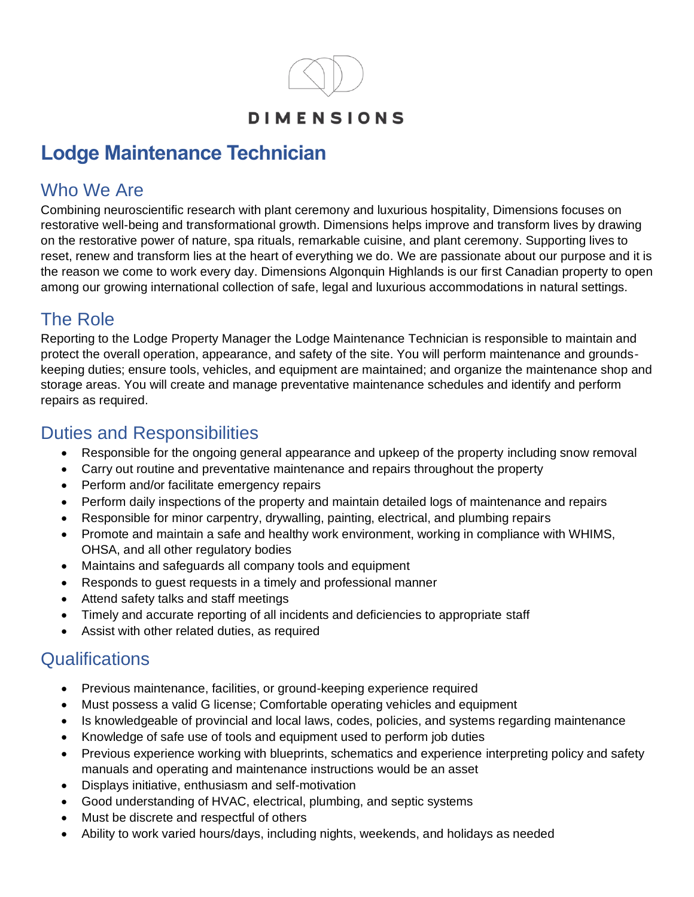DIMENSIONS

# Lodge Maintenance Technician

## Who We Are

Combining neuroscientific research with plant ceremony and luxurious hospitality, Dimensions focuses on restorative well-being and transformational growth. Dimensions helps improve and transform lives by drawing on the restorative power of nature, spa rituals, remarkable cuisine, and plant ceremony. Supporting lives to reset, renew and transform lies at the heart of everything we do. We are passionate about our purpose and it is the reason we come to work every day. Dimensions Algonquin Highlands is our first Canadian property to open among our growing international collection of safe, legal and luxurious accommodations in natural settings.

## The Role

Reporting to the Lodge Property Manager the Lodge Maintenance Technician is responsible to maintain and protect the overall operation, appearance, and safety of the site. You will perform maintenance and grounds-keeping duties; ensure tools, vehicles, and equipment are maintained; and organize the maintenance shop and storage areas. You will create and manage preventative maintenance schedules and identify and perform repairs as required.

## Duties and Responsibilities

- Responsible for the ongoing general appearance and upkeep of the property including snow removal
- Carry out routine and preventative maintenance and repairs throughout the property
- Perform and/or facilitate emergency repairs
- Perform daily inspections of the property and maintain detailed logs of maintenance and repairs
- Responsible for minor carpentry, drywalling, painting, electrical, and plumbing repairs
- Promote and maintain a safe and healthy work environment, working in compliance with WHIMS, OHSA, and all other regulatory bodies
- Maintains and safeguards all company tools and equipment
- Responds to guest requests in a timely and professional manner
- Attend safety talks and staff meetings
- Timely and accurate reporting of all incidents and deficiencies to appropriate staff
- Assist with other related duties, as required

## Qualifications

- Previous maintenance, facilities, or ground-keeping experience required
- Must possess a valid G license; Comfortable operating vehicles and equipment
- Is knowledgeable of provincial and local laws, codes, policies, and systems regarding maintenance
- Knowledge of safe use of tools and equipment used to perform job duties
- Previous experience working with blueprints, schematics and experience interpreting policy and safety manuals and operating and maintenance instructions would be an asset
- Displays initiative, enthusiasm and self-motivation
- Good understanding of HVAC, electrical, plumbing, and septic systems
- Must be discrete and respectful of others
- Ability to work varied hours/days, including nights, weekends, and holidays as needed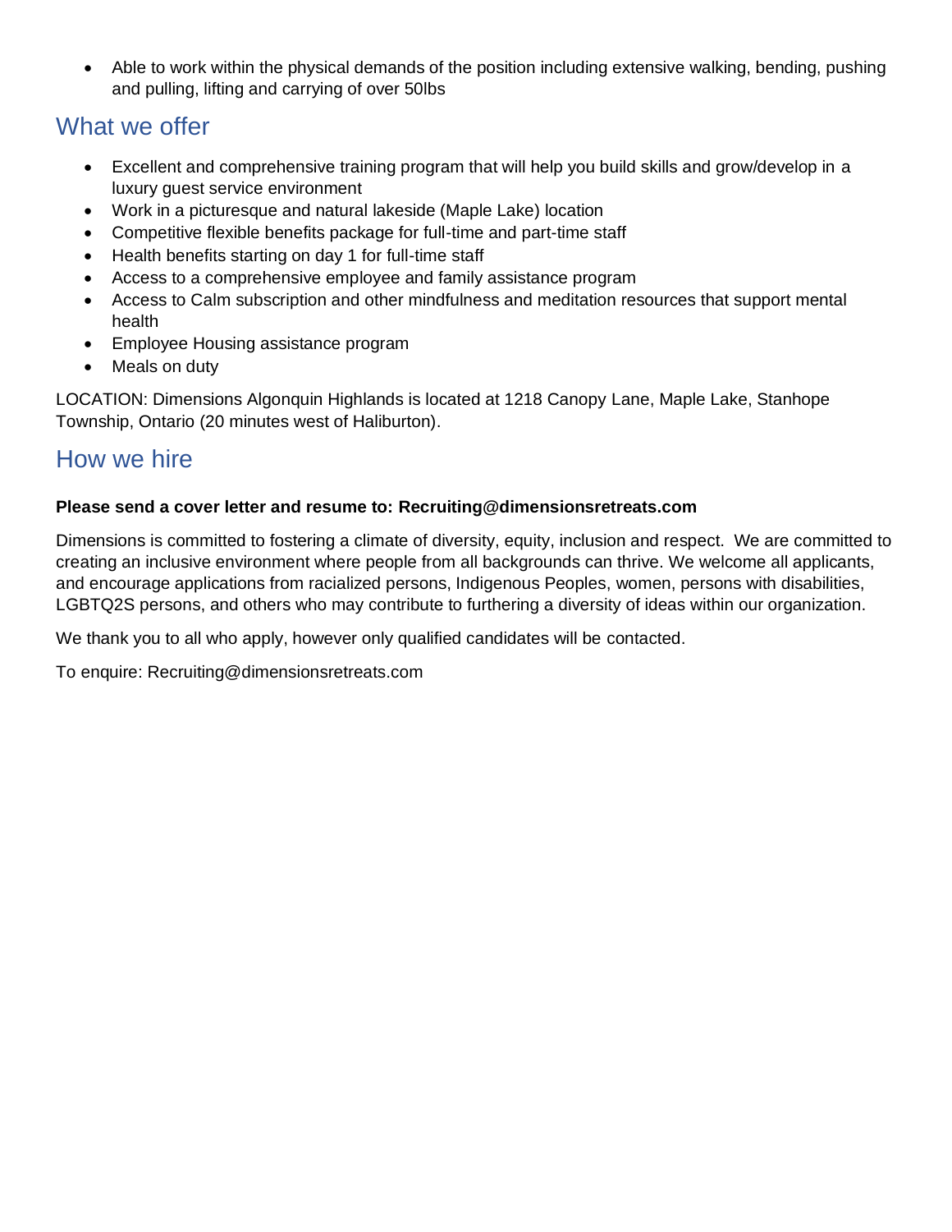- Able to work within the physical demands of the position including extensive walking, bending, pushing and pulling, lifting and carrying of over 50lbs

## What we offer

- Excellent and comprehensive training program that will help you build skills and grow/develop in a luxury guest service environment
- Work in a picturesque and natural lakeside (Maple Lake) location
- Competitive flexible benefits package for full-time and part-time staff
- Health benefits starting on day 1 for full-time staff
- Access to a comprehensive employee and family assistance program
- Access to Calm subscription and other mindfulness and meditation resources that support mental health
- Employee Housing assistance program
- Meals on duty

LOCATION: Dimensions Algonquin Highlands is located at 1218 Canopy Lane, Maple Lake, Stanhope Township, Ontario (20 minutes west of Haliburton).

## How we hire

**Please send a cover letter and resume to: Recruiting@dimensionsretreats.com**

Dimensions is committed to fostering a climate of diversity, equity, inclusion and respect. We are committed to creating an inclusive environment where people from all backgrounds can thrive. We welcome all applicants, and encourage applications from racialized persons, Indigenous Peoples, women, persons with disabilities, LGBTQ2S persons, and others who may contribute to furthering a diversity of ideas within our organization.

We thank you to all who apply, however only qualified candidates will be contacted.

To enquire: Recruiting@dimensionsretreats.com